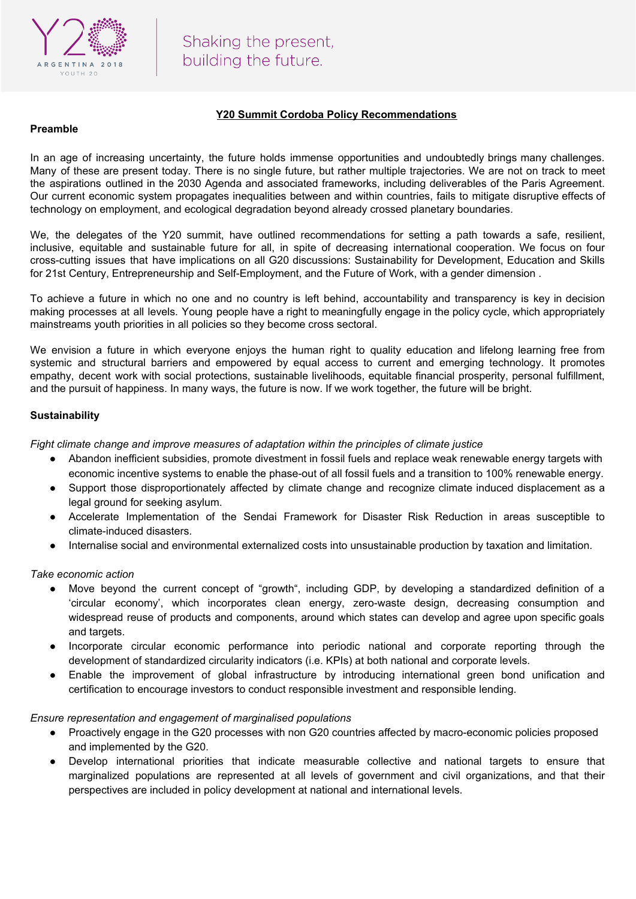# Y20 Summit Cordoba Policy Recommendations

## Preamble

In an age of increasing uncertainty, the future holds immense opportunities and undoubtedly brings many challenges. Many of these are present today. There is no single future, but rather multiple trajectories. We are not on track to meet the aspirations outlined in the 2030 Agenda and associated frameworks, including deliverables of the Paris Agreement. Our current economic system propagates inequalities between and within countries, fails to mitigate disruptive effects of technology on employment, and ecological degradation beyond already crossed planetary boundaries.

We, the delegates of the Y20 summit, have outlined recommendations for setting a path towards a safe, resilient, inclusive, equitable and sustainable future for all, in spite of decreasing international cooperation. We focus on four cross-cutting issues that have implications on all G20 discussions: Sustainability for Development, Education and Skills for 21st Century, Entrepreneurship and Self-Employment, and the Future of Work, with a gender dimension .

To achieve a future in which no one and no country is left behind, accountability and transparency is key in decision making processes at all levels. Young people have a right to meaningfully engage in the policy cycle, which appropriately mainstreams youth priorities in all policies so they become cross sectoral.

We envision a future in which everyone enjoys the human right to quality education and lifelong learning free from systemic and structural barriers and empowered by equal access to current and emerging technology. It promotes empathy, decent work with social protections, sustainable livelihoods, equitable financial prosperity, personal fulfillment, and the pursuit of happiness. In many ways, the future is now. If we work together, the future will be bright.

## Sustainability

*Fight climate change and improve measures of adaptation within the principles of climate justice*

- Abandon inefficient subsidies, promote divestment in fossil fuels and replace weak renewable energy targets with economic incentive systems to enable the phase-out of all fossil fuels and a transition to 100% renewable energy.
- Support those disproportionately affected by climate change and recognize climate induced displacement as a legal ground for seeking asylum.
- Accelerate Implementation of the Sendai Framework for Disaster Risk Reduction in areas susceptible to climate-induced disasters.
- Internalise social and environmental externalized costs into unsustainable production by taxation and limitation.

*Take economic action*

- Move beyond the current concept of “growth“, including GDP, by developing a standardized definition of a ‘circular economy’, which incorporates clean energy, zero-waste design, decreasing consumption and widespread reuse of products and components, around which states can develop and agree upon specific goals and targets.
- Incorporate circular economic performance into periodic national and corporate reporting through the development of standardized circularity indicators (i.e. KPIs) at both national and corporate levels.
- Enable the improvement of global infrastructure by introducing international green bond unification and certification to encourage investors to conduct responsible investment and responsible lending.

*Ensure representation and engagement of marginalised populations*

- Proactively engage in the G20 processes with non G20 countries affected by macro-economic policies proposed and implemented by the G20.
- Develop international priorities that indicate measurable collective and national targets to ensure that marginalized populations are represented at all levels of government and civil organizations, and that their perspectives are included in policy development at national and international levels.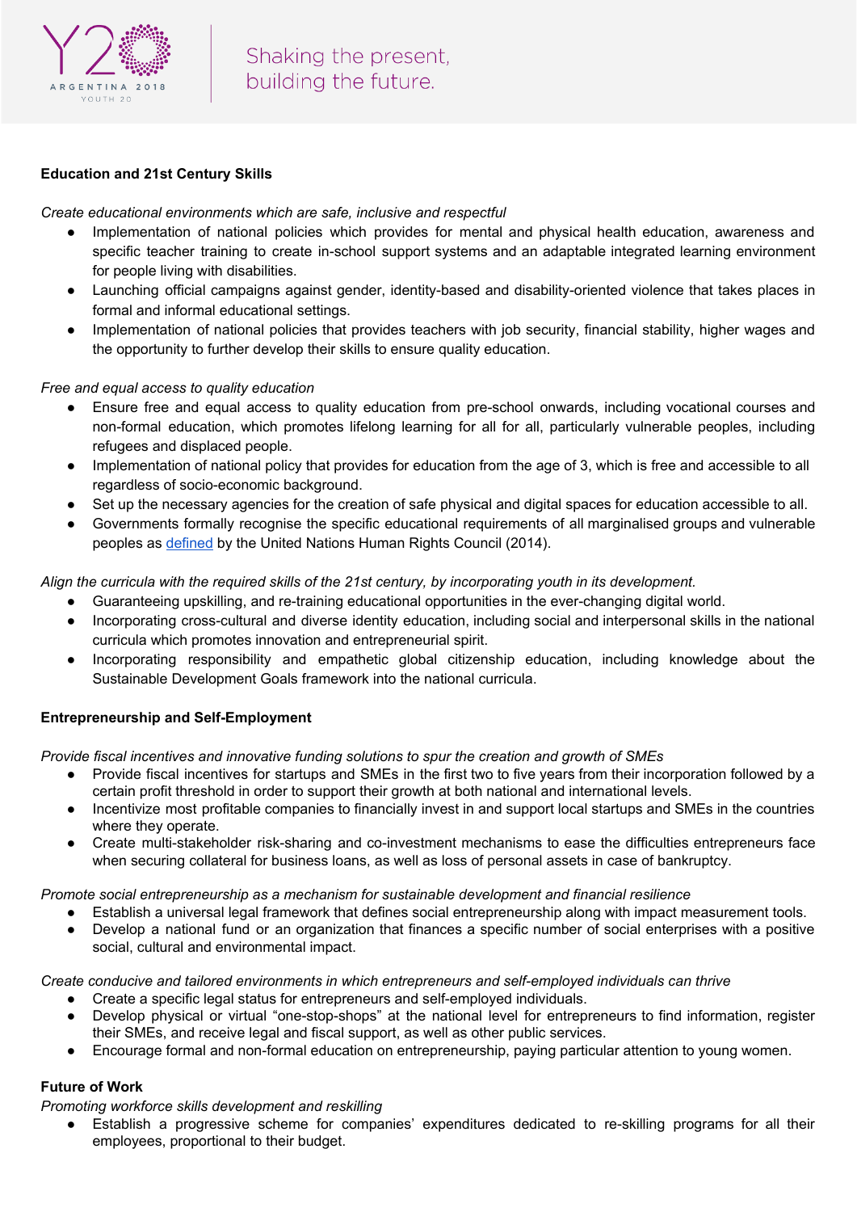**Education and 21st Century Skills**

*Create educational environments which are safe, inclusive and respectful*

- Implementation of national policies which provides for mental and physical health education, awareness and specific teacher training to create in-school support systems and an adaptable integrated learning environment for people living with disabilities.
- Launching official campaigns against gender, identity-based and disability-oriented violence that takes places in formal and informal educational settings.
- Implementation of national policies that provides teachers with job security, financial stability, higher wages and the opportunity to further develop their skills to ensure quality education.

*Free and equal access to quality education*

- Ensure free and equal access to quality education from pre-school onwards, including vocational courses and non-formal education, which promotes lifelong learning for all for all, particularly vulnerable peoples, including refugees and displaced people.
- Implementation of national policy that provides for education from the age of 3, which is free and accessible to all regardless of socio-economic background.
- Set up the necessary agencies for the creation of safe physical and digital spaces for education accessible to all.
- Governments formally recognise the specific educational requirements of all marginalised groups and vulnerable peoples as [defined] by the United Nations Human Rights Council (2014).

*Align the curricula with the required skills of the 21st century, by incorporating youth in its development.*

- Guaranteeing upskilling, and re-training educational opportunities in the ever-changing digital world.
- Incorporating cross-cultural and diverse identity education, including social and interpersonal skills in the national curricula which promotes innovation and entrepreneurial spirit.
- Incorporating responsibility and empathetic global citizenship education, including knowledge about the Sustainable Development Goals framework into the national curricula.

**Entrepreneurship and Self-Employment**

*Provide fiscal incentives and innovative funding solutions to spur the creation and growth of SMEs*

- Provide fiscal incentives for startups and SMEs in the first two to five years from their incorporation followed by a certain profit threshold in order to support their growth at both national and international levels.
- Incentivize most profitable companies to financially invest in and support local startups and SMEs in the countries where they operate.
- Create multi-stakeholder risk-sharing and co-investment mechanisms to ease the difficulties entrepreneurs face when securing collateral for business loans, as well as loss of personal assets in case of bankruptcy.

*Promote social entrepreneurship as a mechanism for sustainable development and financial resilience*

- Establish a universal legal framework that defines social entrepreneurship along with impact measurement tools.
- Develop a national fund or an organization that finances a specific number of social enterprises with a positive social, cultural and environmental impact.

*Create conducive and tailored environments in which entrepreneurs and self-employed individuals can thrive*

- Create a specific legal status for entrepreneurs and self-employed individuals.
- Develop physical or virtual "one-stop-shops" at the national level for entrepreneurs to find information, register their SMEs, and receive legal and fiscal support, as well as other public services.
- Encourage formal and non-formal education on entrepreneurship, paying particular attention to young women.

**Future of Work**

*Promoting workforce skills development and reskilling*

- Establish a progressive scheme for companies' expenditures dedicated to re-skilling programs for all their employees, proportional to their budget.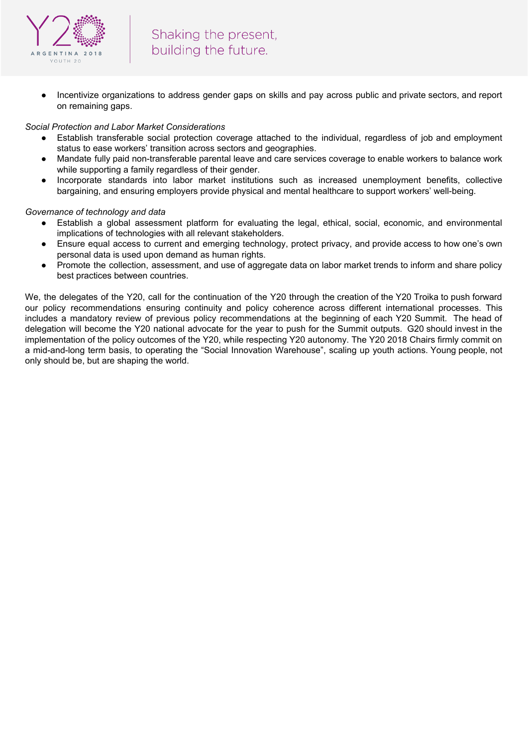- Incentivize organizations to address gender gaps on skills and pay across public and private sectors, and report on remaining gaps.

*Social Protection and Labor Market Considerations*

- Establish transferable social protection coverage attached to the individual, regardless of job and employment status to ease workers' transition across sectors and geographies.
- Mandate fully paid non-transferable parental leave and care services coverage to enable workers to balance work while supporting a family regardless of their gender.
- Incorporate standards into labor market institutions such as increased unemployment benefits, collective bargaining, and ensuring employers provide physical and mental healthcare to support workers' well-being.

*Governance of technology and data*

- Establish a global assessment platform for evaluating the legal, ethical, social, economic, and environmental implications of technologies with all relevant stakeholders.
- Ensure equal access to current and emerging technology, protect privacy, and provide access to how one's own personal data is used upon demand as human rights.
- Promote the collection, assessment, and use of aggregate data on labor market trends to inform and share policy best practices between countries.

We, the delegates of the Y20, call for the continuation of the Y20 through the creation of the Y20 Troika to push forward our policy recommendations ensuring continuity and policy coherence across different international processes. This includes a mandatory review of previous policy recommendations at the beginning of each Y20 Summit. The head of delegation will become the Y20 national advocate for the year to push for the Summit outputs. G20 should invest in the implementation of the policy outcomes of the Y20, while respecting Y20 autonomy. The Y20 2018 Chairs firmly commit on a mid-and-long term basis, to operating the "Social Innovation Warehouse", scaling up youth actions. Young people, not only should be, but are shaping the world.